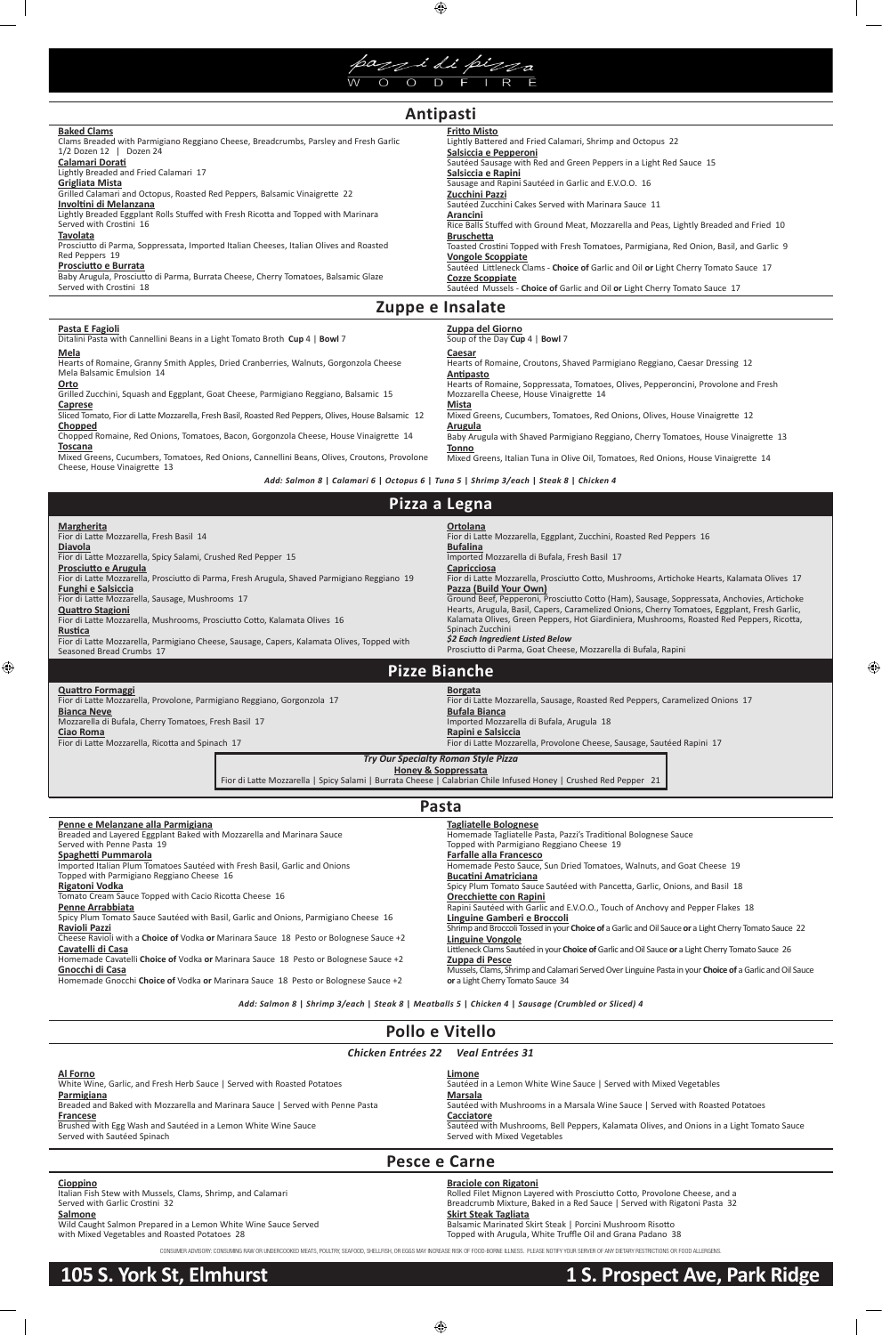# pazzi di pizza

WOODFIRE

## Antipasti

**Baked Clams**
Clams Breaded with Parmigiano Reggiano Cheese, Breadcrumbs, Parsley and Fresh Garlic
1/2 Dozen 12 | Dozen 24

**Calamari Dorati**
Lightly Breaded and Fried Calamari 17

**Grigliata Mista**
Grilled Calamari and Octopus, Roasted Red Peppers, Balsamic Vinaigrette 22

**Involtini di Melanzana**
Lightly Breaded Eggplant Rolls Stuffed with Fresh Ricotta and Topped with Marinara
Served with Crostini 16

**Tavolata**
Prosciutto di Parma, Soppressata, Imported Italian Cheeses, Italian Olives and Roasted Red Peppers 19

**Prosciutto e Burrata**
Baby Arugula, Prosciutto di Parma, Burrata Cheese, Cherry Tomatoes, Balsamic Glaze
Served with Crostini 18

**Fritto Misto**
Lightly Battered and Fried Calamari, Shrimp and Octopus 22

**Salsiccia e Pepperoni**
Sautéed Sausage with Red and Green Peppers in a Light Red Sauce 15

**Salsiccia e Rapini**
Sausage and Rapini Sautéed in Garlic and E.V.O.O. 16

**Zucchini Pazzi**
Sautéed Zucchini Cakes Served with Marinara Sauce 11

**Arancini**
Rice Balls Stuffed with Ground Meat, Mozzarella and Peas, Lightly Breaded and Fried 10

**Bruschetta**
Toasted Crostini Topped with Fresh Tomatoes, Parmigiana, Red Onion, Basil, and Garlic 9

**Vongole Scoppiate**
Sautéed Littleneck Clams - **Choice of** Garlic and Oil **or** Light Cherry Tomato Sauce 17

**Cozze Scoppiate**
Sautéed Mussels - **Choice of** Garlic and Oil **or** Light Cherry Tomato Sauce 17

## Zuppe e Insalate

**Pasta E Fagioli**
Ditalini Pasta with Cannellini Beans in a Light Tomato Broth **Cup** 4 | **Bowl** 7

**Mela**
Hearts of Romaine, Granny Smith Apples, Dried Cranberries, Walnuts, Gorgonzola Cheese
Mela Balsamic Emulsion 14

**Orto**
Grilled Zucchini, Squash and Eggplant, Goat Cheese, Parmigiano Reggiano, Balsamic 15

**Caprese**
Sliced Tomato, Fior di Latte Mozzarella, Fresh Basil, Roasted Red Peppers, Olives, House Balsamic 12

**Chopped**
Chopped Romaine, Red Onions, Tomatoes, Bacon, Gorgonzola Cheese, House Vinaigrette 14

**Toscana**
Mixed Greens, Cucumbers, Tomatoes, Red Onions, Cannellini Beans, Olives, Croutons, Provolone Cheese, House Vinaigrette 13

**Zuppa del Giorno**
Soup of the Day **Cup** 4 | **Bowl** 7

**Caesar**
Hearts of Romaine, Croutons, Shaved Parmigiano Reggiano, Caesar Dressing 12

**Antipasto**
Hearts of Romaine, Soppressata, Tomatoes, Olives, Pepperoncini, Provolone and Fresh Mozzarella Cheese, House Vinaigrette 14

**Mista**
Mixed Greens, Cucumbers, Tomatoes, Red Onions, Olives, House Vinaigrette 12

**Arugula**
Baby Arugula with Shaved Parmigiano Reggiano, Cherry Tomatoes, House Vinaigrette 13

**Tonno**
Mixed Greens, Italian Tuna in Olive Oil, Tomatoes, Red Onions, House Vinaigrette 14

***Add: Salmon 8 | Calamari 6 | Octopus 6 | Tuna 5 | Shrimp 3/each | Steak 8 | Chicken 4***

## Pizza a Legna

**Margherita**
Fior di Latte Mozzarella, Fresh Basil 14

**Diavola**
Fior di Latte Mozzarella, Spicy Salami, Crushed Red Pepper 15

**Prosciutto e Arugula**
Fior di Latte Mozzarella, Prosciutto di Parma, Fresh Arugula, Shaved Parmigiano Reggiano 19

**Funghi e Salsiccia**
Fior di Latte Mozzarella, Sausage, Mushrooms 17

**Quattro Stagioni**
Fior di Latte Mozzarella, Mushrooms, Prosciutto Cotto, Kalamata Olives 16

**Rustica**
Fior di Latte Mozzarella, Parmigiano Cheese, Sausage, Capers, Kalamata Olives, Topped with Seasoned Bread Crumbs 17

**Ortolana**
Fior di Latte Mozzarella, Eggplant, Zucchini, Roasted Red Peppers 16

**Bufalina**
Imported Mozzarella di Bufala, Fresh Basil 17

**Capricciosa**
Fior di Latte Mozzarella, Prosciutto Cotto, Mushrooms, Artichoke Hearts, Kalamata Olives 17

**Pazza (Build Your Own)**
Ground Beef, Pepperoni, Prosciutto Cotto (Ham), Sausage, Soppressata, Anchovies, Artichoke Hearts, Arugula, Basil, Capers, Caramelized Onions, Cherry Tomatoes, Eggplant, Fresh Garlic, Kalamata Olives, Green Peppers, Hot Giardiniera, Mushrooms, Roasted Red Peppers, Ricotta, Spinach Zucchini
***$2 Each Ingredient Listed Below***
Prosciutto di Parma, Goat Cheese, Mozzarella di Bufala, Rapini

## Pizze Bianche

**Quattro Formaggi**
Fior di Latte Mozzarella, Provolone, Parmigiano Reggiano, Gorgonzola 17

**Bianca Neve**
Mozzarella di Bufala, Cherry Tomatoes, Fresh Basil 17

**Ciao Roma**
Fior di Latte Mozzarella, Ricotta and Spinach 17

**Borgata**
Fior di Latte Mozzarella, Sausage, Roasted Red Peppers, Caramelized Onions 17

**Bufala Bianca**
Imported Mozzarella di Bufala, Arugula 18

**Rapini e Salsiccia**
Fior di Latte Mozzarella, Provolone Cheese, Sausage, Sautéed Rapini 17

***Try Our Specialty Roman Style Pizza***
**Honey & Soppressata**
Fior di Latte Mozzarella | Spicy Salami | Burrata Cheese | Calabrian Chile Infused Honey | Crushed Red Pepper 21

## Pasta

**Penne e Melanzane alla Parmigiana**
Breaded and Layered Eggplant Baked with Mozzarella and Marinara Sauce
Served with Penne Pasta 19

**Spaghetti Pummarola**
Imported Italian Plum Tomatoes Sautéed with Fresh Basil, Garlic and Onions
Topped with Parmigiano Reggiano Cheese 16

**Rigatoni Vodka**
Tomato Cream Sauce Topped with Cacio Ricotta Cheese 16

**Penne Arrabbiata**
Spicy Plum Tomato Sauce Sautéed with Basil, Garlic and Onions, Parmigiano Cheese 16

**Ravioli Pazzi**
Cheese Ravioli with a **Choice of** Vodka **or** Marinara Sauce 18 Pesto or Bolognese Sauce +2

**Cavatelli di Casa**
Homemade Cavatelli **Choice of** Vodka **or** Marinara Sauce 18 Pesto or Bolognese Sauce +2

**Gnocchi di Casa**
Homemade Gnocchi **Choice of** Vodka **or** Marinara Sauce 18 Pesto or Bolognese Sauce +2

**Tagliatelle Bolognese**
Homemade Tagliatelle Pasta, Pazzi's Traditional Bolognese Sauce
Topped with Parmigiano Reggiano Cheese 19

**Farfalle alla Francesco**
Homemade Pesto Sauce, Sun Dried Tomatoes, Walnuts, and Goat Cheese 19

**Bucatini Amatriciana**
Spicy Plum Tomato Sauce Sautéed with Pancetta, Garlic, Onions, and Basil 18

**Orecchiette con Rapini**
Rapini Sautéed with Garlic and E.V.O.O., Touch of Anchovy and Pepper Flakes 18

**Linguine Gamberi e Broccoli**
Shrimp and Broccoli Tossed in your **Choice of** a Garlic and Oil Sauce **or** a Light Cherry Tomato Sauce 22

**Linguine Vongole**
Littleneck Clams Sautéed in your **Choice of** Garlic and Oil Sauce **or** a Light Cherry Tomato Sauce 26

**Zuppa di Pesce**
Mussels, Clams, Shrimp and Calamari Served Over Linguine Pasta in your **Choice of** a Garlic and Oil Sauce **or** a Light Cherry Tomato Sauce 34

***Add: Salmon 8 | Shrimp 3/each | Steak 8 | Meatballs 5 | Chicken 4 | Sausage (Crumbled or Sliced) 4***

## Pollo e Vitello

***Chicken Entrées 22 Veal Entrées 31***

**Al Forno**
White Wine, Garlic, and Fresh Herb Sauce | Served with Roasted Potatoes

**Parmigiana**
Breaded and Baked with Mozzarella and Marinara Sauce | Served with Penne Pasta

**Francese**
Brushed with Egg Wash and Sautéed in a Lemon White Wine Sauce
Served with Sautéed Spinach

**Limone**
Sautéed in a Lemon White Wine Sauce | Served with Mixed Vegetables

**Marsala**
Sautéed with Mushrooms in a Marsala Wine Sauce | Served with Roasted Potatoes

**Cacciatore**
Sautéed with Mushrooms, Bell Peppers, Kalamata Olives, and Onions in a Light Tomato Sauce
Served with Mixed Vegetables

## Pesce e Carne

**Cioppino**
Italian Fish Stew with Mussels, Clams, Shrimp, and Calamari
Served with Garlic Crostini 32

**Salmone**
Wild Caught Salmon Prepared in a Lemon White Wine Sauce Served
with Mixed Vegetables and Roasted Potatoes 28

**Braciole con Rigatoni**
Rolled Filet Mignon Layered with Prosciutto Cotto, Provolone Cheese, and a Breadcrumb Mixture, Baked in a Red Sauce | Served with Rigatoni Pasta 32

**Skirt Steak Tagliata**
Balsamic Marinated Skirt Steak | Porcini Mushroom Risotto
Topped with Arugula, White Truffle Oil and Grana Padano 38

CONSUMER ADVISORY: CONSUMING RAW OR UNDERCOOKED MEATS, POULTRY, SEAFOOD, SHELLFISH, OR EGGS MAY INCREASE RISK OF FOOD-BORNE ILLNESS. PLEASE NOTIFY YOUR SERVER OF ANY DIETARY RESTRICTIONS OR FOOD ALLERGENS.

**105 S. York St, Elmhurst** **1 S. Prospect Ave, Park Ridge**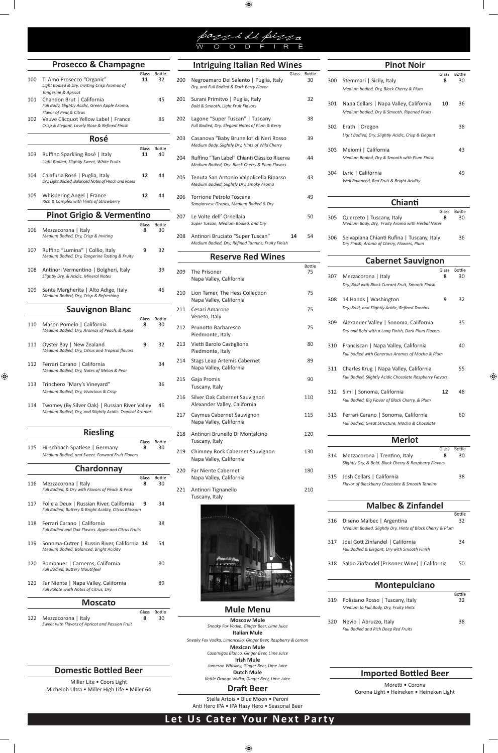# pazzi di pizza WOODFIRE

## Prosecco & Champagne

| | | Glass | Bottle |
|---|---|---|---|
| 100 | Ti Amo Prosecco "Organic"<br>*Light Bodied & Dry, Inviting Crisp Aromas of Tangerine & Apricot* | 11 | 32 |
| 101 | Chandon Brut \| California<br>*Full Body, Slightly Acidic, Green Apple Aroma, Flavor of Pear,& Citrus* | | 45 |
| 102 | Veuve Clicquot Yellow Label \| France<br>*Crisp & Elegant, Lovely Nose & Refined Finish* | | 85 |

## Rosé

| | | Glass | Bottle |
|---|---|---|---|
| 103 | Ruffino Sparkling Rosé \| Italy<br>*Light Bodied, Slightly Sweet, White Fruits* | 11 | 40 |
| 104 | Calafuria Rosé \| Puglia, Italy<br>*Dry, Light Bodied, Balanced Notes of Peach and Roses* | 12 | 44 |
| 105 | Whispering Angel \| France<br>*Rich & Complex with Hints of Strawberry* | 12 | 44 |

## Pinot Grigio & Vermentino

| | | Glass | Bottle |
|---|---|---|---|
| 106 | Mezzacorona \| Italy<br>*Medium Bodied, Dry, Crisp & Inviting* | 8 | 30 |
| 107 | Ruffino "Lumina" \| Collio, Italy<br>*Medium Bodied, Dry, Tangerine Tasting & Fruity* | 9 | 32 |
| 108 | Antinori Vermentino \| Bolgheri, Italy<br>*Slightly Dry, & Acidic. Mineral Notes* | | 39 |
| 109 | Santa Margherita \| Alto Adige, Italy<br>*Medium Bodied, Dry, Crisp & Refreshing* | | 46 |

## Sauvignon Blanc

| | | Glass | Bottle |
|---|---|---|---|
| 110 | Mason Pomelo \| California<br>*Medium Bodied, Dry, Aromas of Peach, & Apple* | 8 | 30 |
| 111 | Oyster Bay \| New Zealand<br>*Medium Bodied, Dry, Citrus and Tropical flavors* | 9 | 32 |
| 112 | Ferrari Carano \| California<br>*Medium Bodied, Dry, Notes of Melon & Pear* | | 34 |
| 113 | Trinchero "Mary's Vineyard"<br>*Medium Bodied, Dry, Vivacious & Crisp* | | 36 |
| 114 | Twomey (By Silver Oak) \| Russian River Valley<br>*Medium Bodied, Dry, and Slightly Acidic. Tropical Aromas* | | 46 |

## Riesling

| | | Glass | Bottle |
|---|---|---|---|
| 115 | Hirschbach Spatlese \| Germany<br>*Medium Bodied, and Sweet. Forward Fruit Flavors* | 8 | 30 |

## Chardonnay

| | | Glass | Bottle |
|---|---|---|---|
| 116 | Mezzacorona \| Italy<br>*Full Bodied, & Dry with Flavors of Peach & Pear* | 8 | 30 |
| 117 | Folie a Deux \| Russian River, California<br>*Full Bodied, Buttery & Bright Acidity, Citrus Blossom* | 9 | 34 |
| 118 | Ferrari Carano \| California<br>*Full Bodied and Oak Flavors. Apple and Citrus Fruits* | | 38 |
| 119 | Sonoma-Cutrer \| Russin River, California<br>*Medium Bodied, Balanced, Bright Acidity* | 14 | 54 |
| 120 | Rombauer \| Carneros, California<br>*Full Bodied, Buttery Mouthfeel* | | 80 |
| 121 | Far Niente \| Napa Valley, California<br>*Full Palate wuth Notes of Citrus, Dry* | | 89 |

## Moscato

| | | Glass | Bottle |
|---|---|---|---|
| 122 | Mezzacorona \| Italy<br>*Sweet with Flavors of Apricot and Passion Fruit* | 8 | 30 |

## Domestic Bottled Beer

Miller Lite • Coors Light
Michelob Ultra • Miller High Life • Miller 64

## Intriguing Italian Red Wines

| | | Glass | Bottle |
|---|---|---|---|
| 200 | Negroamaro Del Salento \| Puglia, Italy<br>*Dry, and Full Bodied & Dark Berry Flavor* | | 30 |
| 201 | Surani Primitvo \| Puglia, Italy<br>*Bold & Smooth. Light Fruit Flavors* | | 32 |
| 202 | Lagone "Super Tuscan" \| Tuscany<br>*Full Bodied, Dry. Elegant Notes of Plum & Berry* | | 38 |
| 203 | Casanova "Baby Brunello" di Neri Rosso<br>*Medium Body, Slightly Dry, Hints of Wild Cherry* | | 39 |
| 204 | Ruffino "Tan Label" Chianti Classico Riserva<br>*Medium Bodied, Dry. Black Cherry & Plum Flavors* | | 44 |
| 205 | Tenuta San Antonio Valpolicella Ripasso<br>*Medium Bodied, Slightly Dry, Smoky Aroma* | | 43 |
| 206 | Torrione Petrolo Toscana<br>*Sangiorvese Grapes, Medium Bodied & Dry* | | 49 |
| 207 | Le Volte dell' Ornellaia<br>*Super Tuscan, Medium Bodied, and Dry* | | 50 |
| 208 | Antinori Bruciato "Super Tuscan"<br>*Medium Bodied, Dry, Refined Tannins, Fruity Finish* | 14 | 54 |

## Reserve Red Wines

| | | Bottle |
|---|---|---|
| 209 | The Prisoner<br>Napa Valley, California | 75 |
| 210 | Lion Tamer, The Hess Collection<br>Napa Valley, California | 75 |
| 211 | Cesari Amarone<br>Veneto, Italy | 75 |
| 212 | Prunotto Barbaresco<br>Piedmonte, Italy | 75 |
| 213 | Vietti Barolo Castiglione<br>Piedmonte, Italy | 80 |
| 214 | Stags Leap Artemis Cabernet<br>Napa Valley, California | 89 |
| 215 | Gaja Promis<br>Tuscany, Italy | 90 |
| 216 | Silver Oak Cabernet Sauvignon<br>Alexander Valley, California | 110 |
| 217 | Caymus Cabernet Sauvignon<br>Napa Valley, California | 115 |
| 218 | Antinori Brunello Di Montalcino<br>Tuscany, Italy | 120 |
| 219 | Chimney Rock Cabernet Sauvignon<br>Napa Valley, California | 130 |
| 220 | Far Niente Cabernet<br>Napa Valley, California | 180 |
| 221 | Antinori Tignanello<br>Tuscany, Italy | 210 |

## Mule Menu

**Moscow Mule**
*Sneaky Fox Vodka, Ginger Beer, Lime Juice*

**Italian Mule**
*Sneaky Fox Vodka, Limoncello, Ginger Beer, Raspberry & Lemon*

**Mexican Mule**
*Casamigos Blanco, Ginger Beer, Lime Juice*

**Irish Mule**
*Jameson Whiskey, Ginger Beer, Lime Juice*

**Dutch Mule**
*Kettle Orange Vodka, Ginger Beer, Lime Juice*

## Draft Beer

Stella Artois • Blue Moon • Peroni
Anti Hero IPA • IPA Hazy Hero • Seasonal Beer

## Pinot Noir

| | | Glass | Bottle |
|---|---|---|---|
| 300 | Stemmari \| Sicily, Italy<br>*Medium bodied, Dry, Black Cherry & Plum* | 8 | 30 |
| 301 | Napa Cellars \| Napa Valley, California<br>*Medium bodied, Dry & Smooth. Ripened Fruits* | 10 | 36 |
| 302 | Erath \| Oregon<br>*Light Bodied, Dry, Slightly Acidic, Crisp & Elegant* | | 38 |
| 303 | Meiomi \| California<br>*Medium Bodied, Dry & Smooth with Plum Finish* | | 43 |
| 304 | Lyric \| California<br>*Well Balanced, Red Fruit & Bright Acidity* | | 49 |

## Chianti

| | | Glass | Bottle |
|---|---|---|---|
| 305 | Querceto \| Tuscany, Italy<br>*Medium Body, Dry, Fruity Aroma with Herbal Notes* | 8 | 30 |
| 306 | Selvapiana Chianti Rufina \| Tuscany, Italy<br>*Dry Finish, Aroma of Cherry, Flowers, Plum* | | 36 |

## Cabernet Sauvignon

| | | Glass | Bottle |
|---|---|---|---|
| 307 | Mezzacorona \| Italy<br>*Dry, Bold with Black Currant Fruit, Smooth Finish* | 8 | 30 |
| 308 | 14 Hands \| Washington<br>*Dry, Bold, and Slightly Acidic, Refined Tannins* | 9 | 32 |
| 309 | Alexander Valley \| Sonoma, California<br>*Dry and Bold with a Long Finish, Dark Plum Flavors* | | 35 |
| 310 | Franciscan \| Napa Valley, California<br>*Full bodied with Generous Aromas of Mocha & Plum* | | 40 |
| 311 | Charles Krug \| Napa Valley, California<br>*Full Bodied, Slightly Acidic Chocolate Raspberry Flavors* | | 55 |
| 312 | Simi \| Sonoma, California<br>*Full Bodied, Big Flavor of Black Cherry, & Plum* | 12 | 48 |
| 313 | Ferrari Carano \| Sonoma, California<br>*Full bodied, Great Structure, Mocha & Chocolate* | | 60 |

## Merlot

| | | Glass | Bottle |
|---|---|---|---|
| 314 | Mezzacorona \| Trentino, Italy<br>*Slightly Dry, & Bold. Black Cherry & Raspberry Flavors* | 8 | 30 |
| 315 | Josh Cellars \| California<br>*Flavor of Blackberry Chocolate & Smooth Tannins* | | 38 |

## Malbec & Zinfandel

| | | Bottle |
|---|---|---|
| 316 | Diseno Malbec \| Argentina<br>*Medium Bodied, Slightly Dry, Hints of Black Cherry & Plum* | 32 |
| 317 | Joel Gott Zinfandel \| California<br>*Full Bodied & Elegant, Dry with Smooth Finish* | 34 |
| 318 | Saldo Zinfandel (Prisoner Wine) \| California | 50 |

## Montepulciano

| | | Bottle |
|---|---|---|
| 319 | Poliziano Rosso \| Tuscany, Italy<br>*Medium to Full Body, Dry, Fruity Hints* | 32 |
| 320 | Nevio \| Abruzzo, Italy<br>*Full Bodied and Rich Deep Red Fruits* | 38 |

## Imported Bottled Beer

Moretti • Corona
Corona Light • Heineken • Heineken Light

**Let Us Cater Your Next Party**